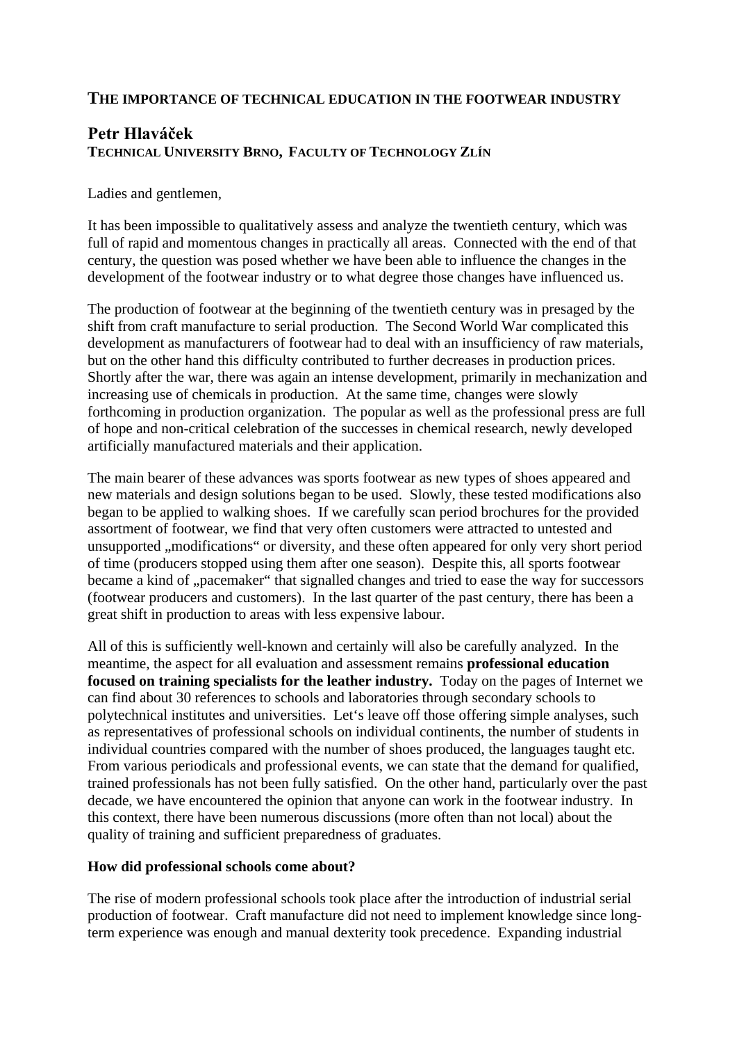# THE IMPORTANCE OF TECHNICAL EDUCATION IN THE FOOTWEAR INDUSTRY

## Petr Hlaváček

**TECHNICAL UNIVERSITY BRNO, FACULTY OF TECHNOLOGY ZLÍN**

Ladies and gentlemen,

It has been impossible to qualitatively assess and analyze the twentieth century, which was full of rapid and momentous changes in practically all areas. Connected with the end of that century, the question was posed whether we have been able to influence the changes in the development of the footwear industry or to what degree those changes have influenced us.

The production of footwear at the beginning of the twentieth century was in presaged by the shift from craft manufacture to serial production. The Second World War complicated this development as manufacturers of footwear had to deal with an insufficiency of raw materials, but on the other hand this difficulty contributed to further decreases in production prices. Shortly after the war, there was again an intense development, primarily in mechanization and increasing use of chemicals in production. At the same time, changes were slowly forthcoming in production organization. The popular as well as the professional press are full of hope and non-critical celebration of the successes in chemical research, newly developed artificially manufactured materials and their application.

The main bearer of these advances was sports footwear as new types of shoes appeared and new materials and design solutions began to be used. Slowly, these tested modifications also began to be applied to walking shoes. If we carefully scan period brochures for the provided assortment of footwear, we find that very often customers were attracted to untested and unsupported „modifications“ or diversity, and these often appeared for only very short period of time (producers stopped using them after one season). Despite this, all sports footwear became a kind of „pacemaker“ that signalled changes and tried to ease the way for successors (footwear producers and customers). In the last quarter of the past century, there has been a great shift in production to areas with less expensive labour.

All of this is sufficiently well-known and certainly will also be carefully analyzed. In the meantime, the aspect for all evaluation and assessment remains **professional education focused on training specialists for the leather industry.** Today on the pages of Internet we can find about 30 references to schools and laboratories through secondary schools to polytechnical institutes and universities. Let‘s leave off those offering simple analyses, such as representatives of professional schools on individual continents, the number of students in individual countries compared with the number of shoes produced, the languages taught etc. From various periodicals and professional events, we can state that the demand for qualified, trained professionals has not been fully satisfied. On the other hand, particularly over the past decade, we have encountered the opinion that anyone can work in the footwear industry. In this context, there have been numerous discussions (more often than not local) about the quality of training and sufficient preparedness of graduates.

### How did professional schools come about?

The rise of modern professional schools took place after the introduction of industrial serial production of footwear. Craft manufacture did not need to implement knowledge since long-term experience was enough and manual dexterity took precedence. Expanding industrial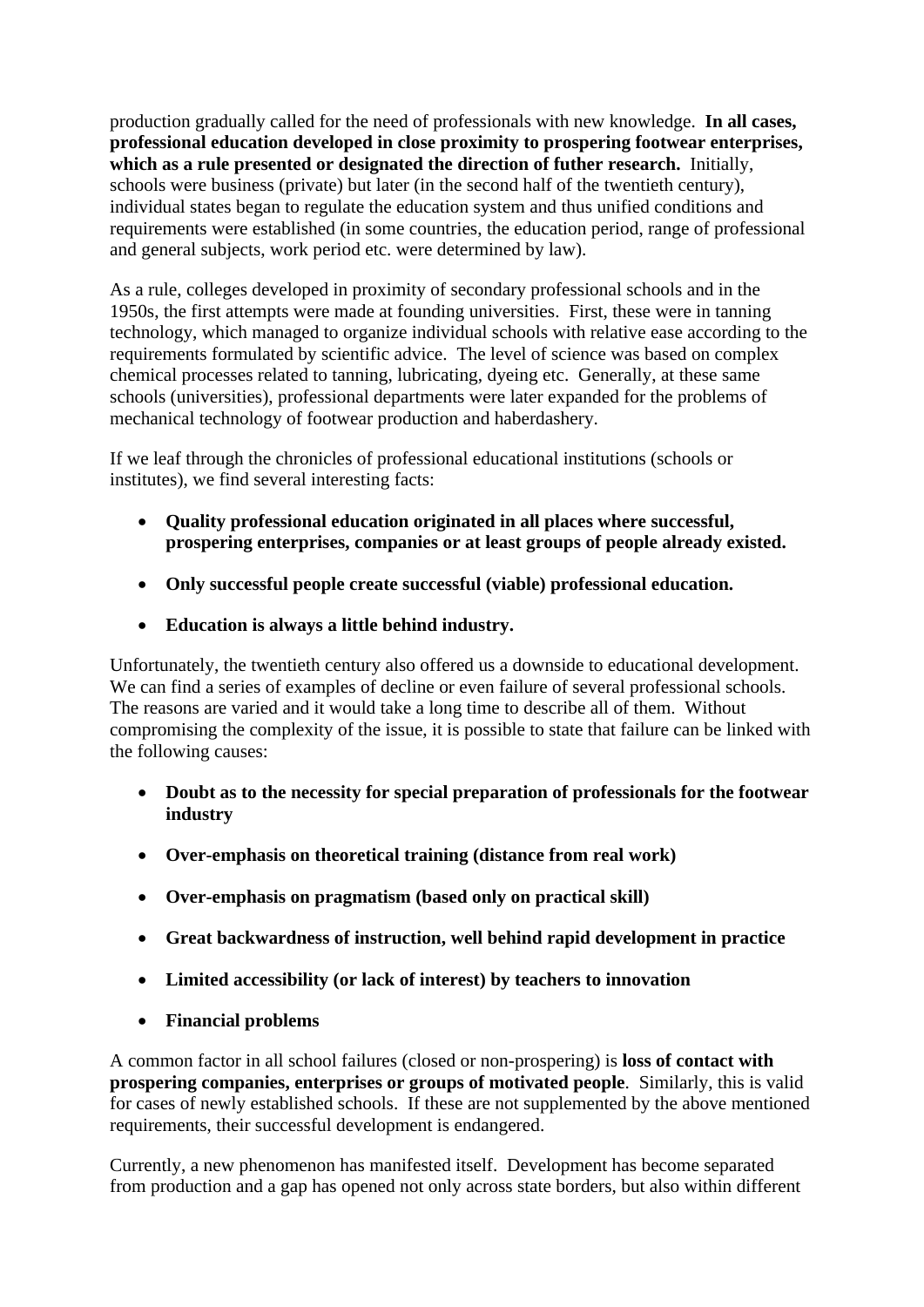production gradually called for the need of professionals with new knowledge. **In all cases, professional education developed in close proximity to prospering footwear enterprises, which as a rule presented or designated the direction of futher research.** Initially, schools were business (private) but later (in the second half of the twentieth century), individual states began to regulate the education system and thus unified conditions and requirements were established (in some countries, the education period, range of professional and general subjects, work period etc. were determined by law).

As a rule, colleges developed in proximity of secondary professional schools and in the 1950s, the first attempts were made at founding universities. First, these were in tanning technology, which managed to organize individual schools with relative ease according to the requirements formulated by scientific advice. The level of science was based on complex chemical processes related to tanning, lubricating, dyeing etc. Generally, at these same schools (universities), professional departments were later expanded for the problems of mechanical technology of footwear production and haberdashery.

If we leaf through the chronicles of professional educational institutions (schools or institutes), we find several interesting facts:

- **Quality professional education originated in all places where successful, prospering enterprises, companies or at least groups of people already existed.**
- **Only successful people create successful (viable) professional education.**
- **Education is always a little behind industry.**

Unfortunately, the twentieth century also offered us a downside to educational development. We can find a series of examples of decline or even failure of several professional schools. The reasons are varied and it would take a long time to describe all of them. Without compromising the complexity of the issue, it is possible to state that failure can be linked with the following causes:

- **Doubt as to the necessity for special preparation of professionals for the footwear industry**
- **Over-emphasis on theoretical training (distance from real work)**
- **Over-emphasis on pragmatism (based only on practical skill)**
- **Great backwardness of instruction, well behind rapid development in practice**
- **Limited accessibility (or lack of interest) by teachers to innovation**
- **Financial problems**

A common factor in all school failures (closed or non-prospering) is **loss of contact with prospering companies, enterprises or groups of motivated people**. Similarly, this is valid for cases of newly established schools. If these are not supplemented by the above mentioned requirements, their successful development is endangered.

Currently, a new phenomenon has manifested itself. Development has become separated from production and a gap has opened not only across state borders, but also within different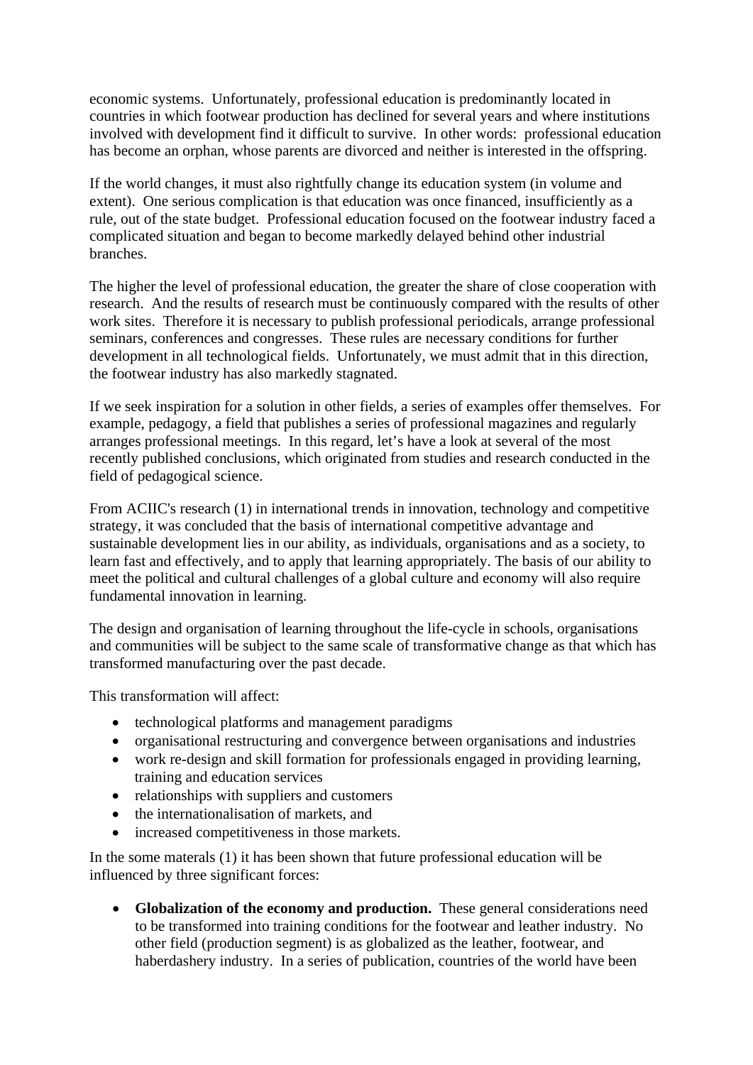economic systems.  Unfortunately, professional education is predominantly located in countries in which footwear production has declined for several years and where institutions involved with development find it difficult to survive.  In other words:  professional education has become an orphan, whose parents are divorced and neither is interested in the offspring.

If the world changes, it must also rightfully change its education system (in volume and extent).  One serious complication is that education was once financed, insufficiently as a rule, out of the state budget.  Professional education focused on the footwear industry faced a complicated situation and began to become markedly delayed behind other industrial branches.

The higher the level of professional education, the greater the share of close cooperation with research.  And the results of research must be continuously compared with the results of other work sites.  Therefore it is necessary to publish professional periodicals, arrange professional seminars, conferences and congresses.  These rules are necessary conditions for further development in all technological fields.  Unfortunately, we must admit that in this direction, the footwear industry has also markedly stagnated.

If we seek inspiration for a solution in other fields, a series of examples offer themselves.  For example, pedagogy, a field that publishes a series of professional magazines and regularly arranges professional meetings.  In this regard, let's have a look at several of the most recently published conclusions, which originated from studies and research conducted in the field of pedagogical science.

From ACIIC's research (1) in international trends in innovation, technology and competitive strategy, it was concluded that the basis of international competitive advantage and sustainable development lies in our ability, as individuals, organisations and as a society, to learn fast and effectively, and to apply that learning appropriately. The basis of our ability to meet the political and cultural challenges of a global culture and economy will also require fundamental innovation in learning.

The design and organisation of learning throughout the life-cycle in schools, organisations and communities will be subject to the same scale of transformative change as that which has transformed manufacturing over the past decade.

This transformation will affect:

- technological platforms and management paradigms
- organisational restructuring and convergence between organisations and industries
- work re-design and skill formation for professionals engaged in providing learning, training and education services
- relationships with suppliers and customers
- the internationalisation of markets, and
- increased competitiveness in those markets.

In the some materals (1) it has been shown that future professional education will be influenced by three significant forces:

- **Globalization of the economy and production.**  These general considerations need to be transformed into training conditions for the footwear and leather industry.  No other field (production segment) is as globalized as the leather, footwear, and haberdashery industry.  In a series of publication, countries of the world have been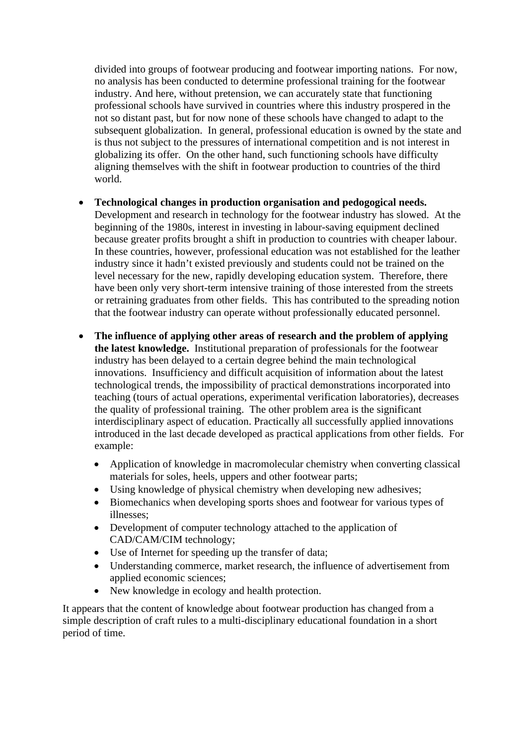divided into groups of footwear producing and footwear importing nations. For now, no analysis has been conducted to determine professional training for the footwear industry. And here, without pretension, we can accurately state that functioning professional schools have survived in countries where this industry prospered in the not so distant past, but for now none of these schools have changed to adapt to the subsequent globalization. In general, professional education is owned by the state and is thus not subject to the pressures of international competition and is not interest in globalizing its offer. On the other hand, such functioning schools have difficulty aligning themselves with the shift in footwear production to countries of the third world.

- **Technological changes in production organisation and pedogogical needs.** Development and research in technology for the footwear industry has slowed. At the beginning of the 1980s, interest in investing in labour-saving equipment declined because greater profits brought a shift in production to countries with cheaper labour. In these countries, however, professional education was not established for the leather industry since it hadn't existed previously and students could not be trained on the level necessary for the new, rapidly developing education system. Therefore, there have been only very short-term intensive training of those interested from the streets or retraining graduates from other fields. This has contributed to the spreading notion that the footwear industry can operate without professionally educated personnel.

- **The influence of applying other areas of research and the problem of applying the latest knowledge.** Institutional preparation of professionals for the footwear industry has been delayed to a certain degree behind the main technological innovations. Insufficiency and difficult acquisition of information about the latest technological trends, the impossibility of practical demonstrations incorporated into teaching (tours of actual operations, experimental verification laboratories), decreases the quality of professional training. The other problem area is the significant interdisciplinary aspect of education. Practically all successfully applied innovations introduced in the last decade developed as practical applications from other fields. For example:

  - Application of knowledge in macromolecular chemistry when converting classical materials for soles, heels, uppers and other footwear parts;
  - Using knowledge of physical chemistry when developing new adhesives;
  - Biomechanics when developing sports shoes and footwear for various types of illnesses;
  - Development of computer technology attached to the application of CAD/CAM/CIM technology;
  - Use of Internet for speeding up the transfer of data;
  - Understanding commerce, market research, the influence of advertisement from applied economic sciences;
  - New knowledge in ecology and health protection.

It appears that the content of knowledge about footwear production has changed from a simple description of craft rules to a multi-disciplinary educational foundation in a short period of time.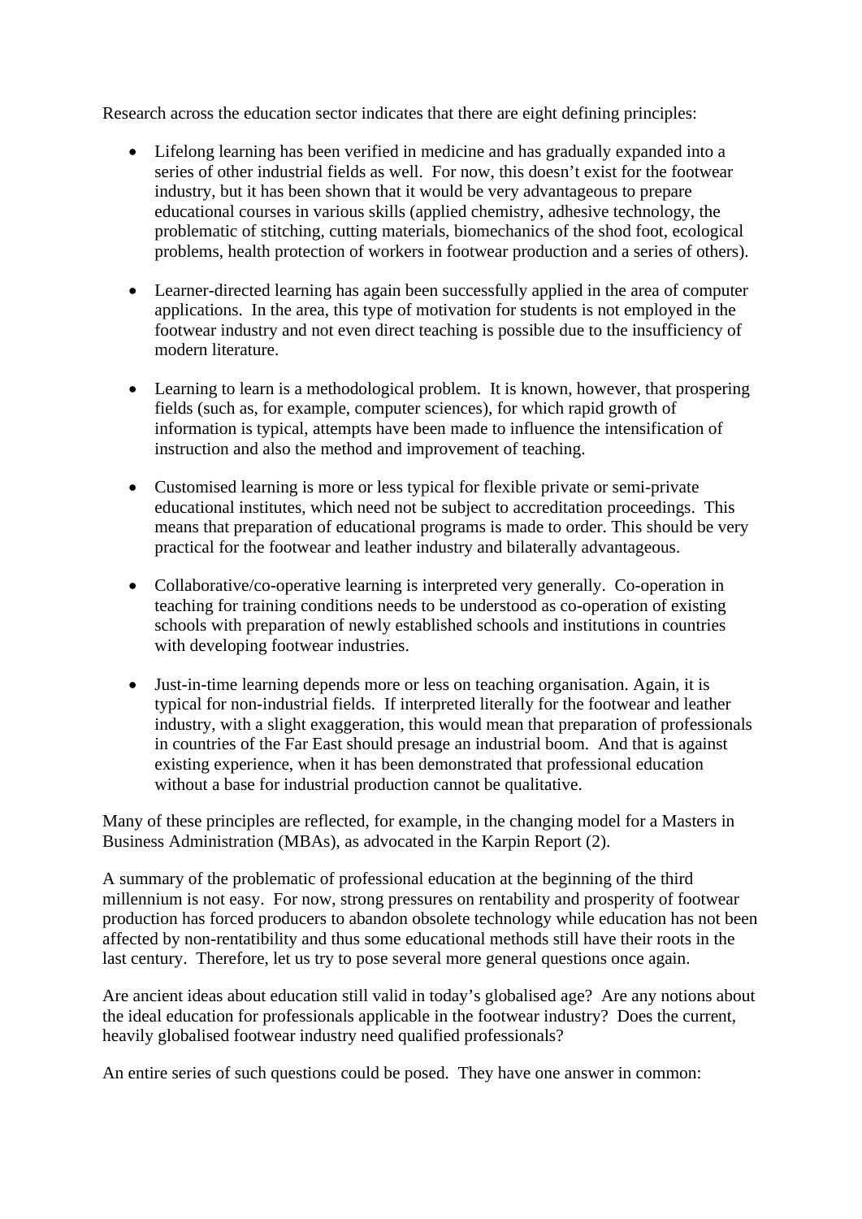Research across the education sector indicates that there are eight defining principles:

- Lifelong learning has been verified in medicine and has gradually expanded into a series of other industrial fields as well. For now, this doesn't exist for the footwear industry, but it has been shown that it would be very advantageous to prepare educational courses in various skills (applied chemistry, adhesive technology, the problematic of stitching, cutting materials, biomechanics of the shod foot, ecological problems, health protection of workers in footwear production and a series of others).

- Learner-directed learning has again been successfully applied in the area of computer applications. In the area, this type of motivation for students is not employed in the footwear industry and not even direct teaching is possible due to the insufficiency of modern literature.

- Learning to learn is a methodological problem. It is known, however, that prospering fields (such as, for example, computer sciences), for which rapid growth of information is typical, attempts have been made to influence the intensification of instruction and also the method and improvement of teaching.

- Customised learning is more or less typical for flexible private or semi-private educational institutes, which need not be subject to accreditation proceedings. This means that preparation of educational programs is made to order. This should be very practical for the footwear and leather industry and bilaterally advantageous.

- Collaborative/co-operative learning is interpreted very generally. Co-operation in teaching for training conditions needs to be understood as co-operation of existing schools with preparation of newly established schools and institutions in countries with developing footwear industries.

- Just-in-time learning depends more or less on teaching organisation. Again, it is typical for non-industrial fields. If interpreted literally for the footwear and leather industry, with a slight exaggeration, this would mean that preparation of professionals in countries of the Far East should presage an industrial boom. And that is against existing experience, when it has been demonstrated that professional education without a base for industrial production cannot be qualitative.

Many of these principles are reflected, for example, in the changing model for a Masters in Business Administration (MBAs), as advocated in the Karpin Report (2).

A summary of the problematic of professional education at the beginning of the third millennium is not easy. For now, strong pressures on rentability and prosperity of footwear production has forced producers to abandon obsolete technology while education has not been affected by non-rentability and thus some educational methods still have their roots in the last century. Therefore, let us try to pose several more general questions once again.

Are ancient ideas about education still valid in today's globalised age? Are any notions about the ideal education for professionals applicable in the footwear industry? Does the current, heavily globalised footwear industry need qualified professionals?

An entire series of such questions could be posed. They have one answer in common: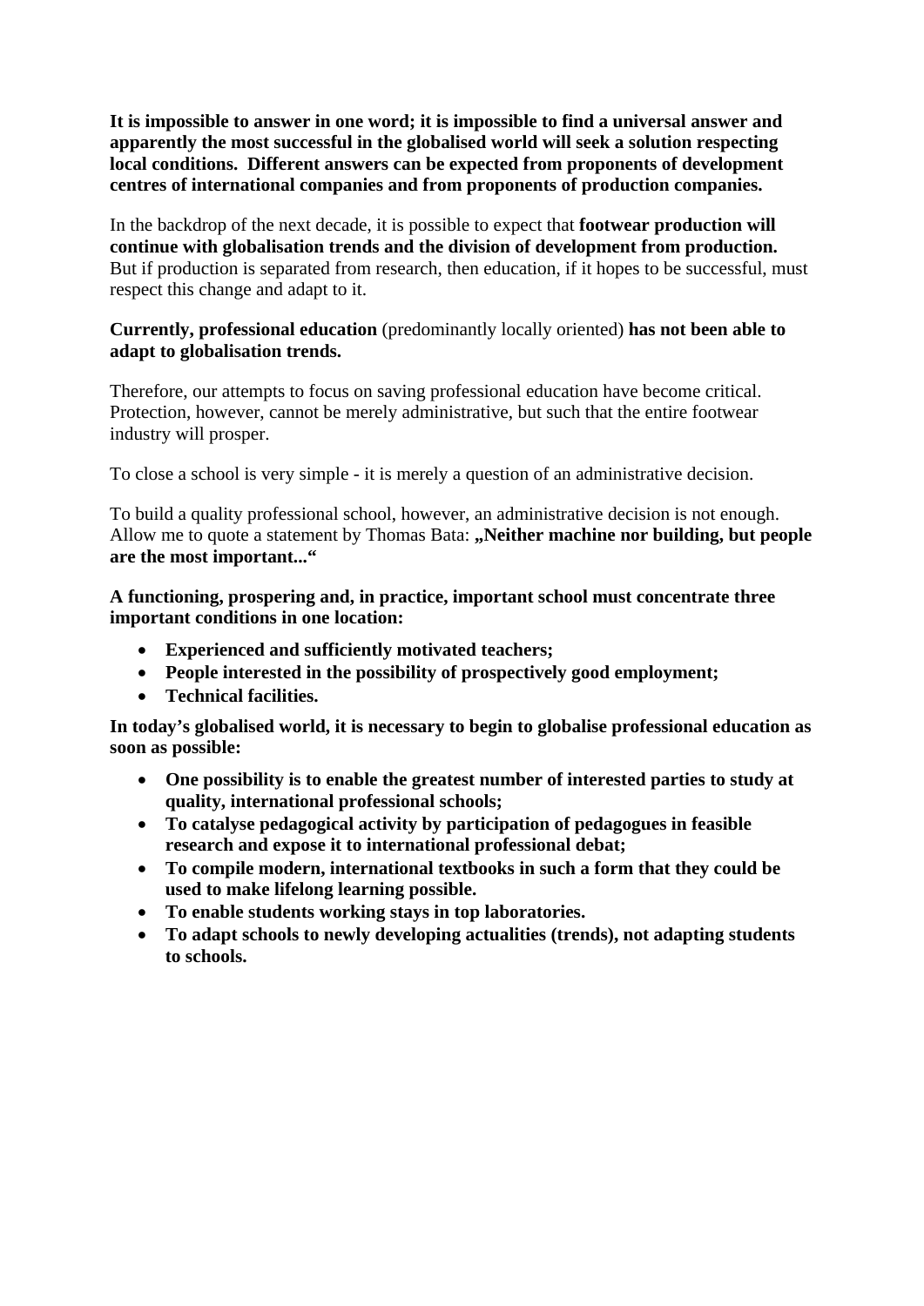**It is impossible to answer in one word; it is impossible to find a universal answer and apparently the most successful in the globalised world will seek a solution respecting local conditions. Different answers can be expected from proponents of development centres of international companies and from proponents of production companies.**

In the backdrop of the next decade, it is possible to expect that **footwear production will continue with globalisation trends and the division of development from production.** But if production is separated from research, then education, if it hopes to be successful, must respect this change and adapt to it.

**Currently, professional education** (predominantly locally oriented) **has not been able to adapt to globalisation trends.**

Therefore, our attempts to focus on saving professional education have become critical. Protection, however, cannot be merely administrative, but such that the entire footwear industry will prosper.

To close a school is very simple - it is merely a question of an administrative decision.

To build a quality professional school, however, an administrative decision is not enough. Allow me to quote a statement by Thomas Bata: **„Neither machine nor building, but people are the most important..."**

**A functioning, prospering and, in practice, important school must concentrate three important conditions in one location:**

- **Experienced and sufficiently motivated teachers;**
- **People interested in the possibility of prospectively good employment;**
- **Technical facilities.**

**In today's globalised world, it is necessary to begin to globalise professional education as soon as possible:**

- **One possibility is to enable the greatest number of interested parties to study at quality, international professional schools;**
- **To catalyse pedagogical activity by participation of pedagogues in feasible research and expose it to international professional debat;**
- **To compile modern, international textbooks in such a form that they could be used to make lifelong learning possible.**
- **To enable students working stays in top laboratories.**
- **To adapt schools to newly developing actualities (trends), not adapting students to schools.**